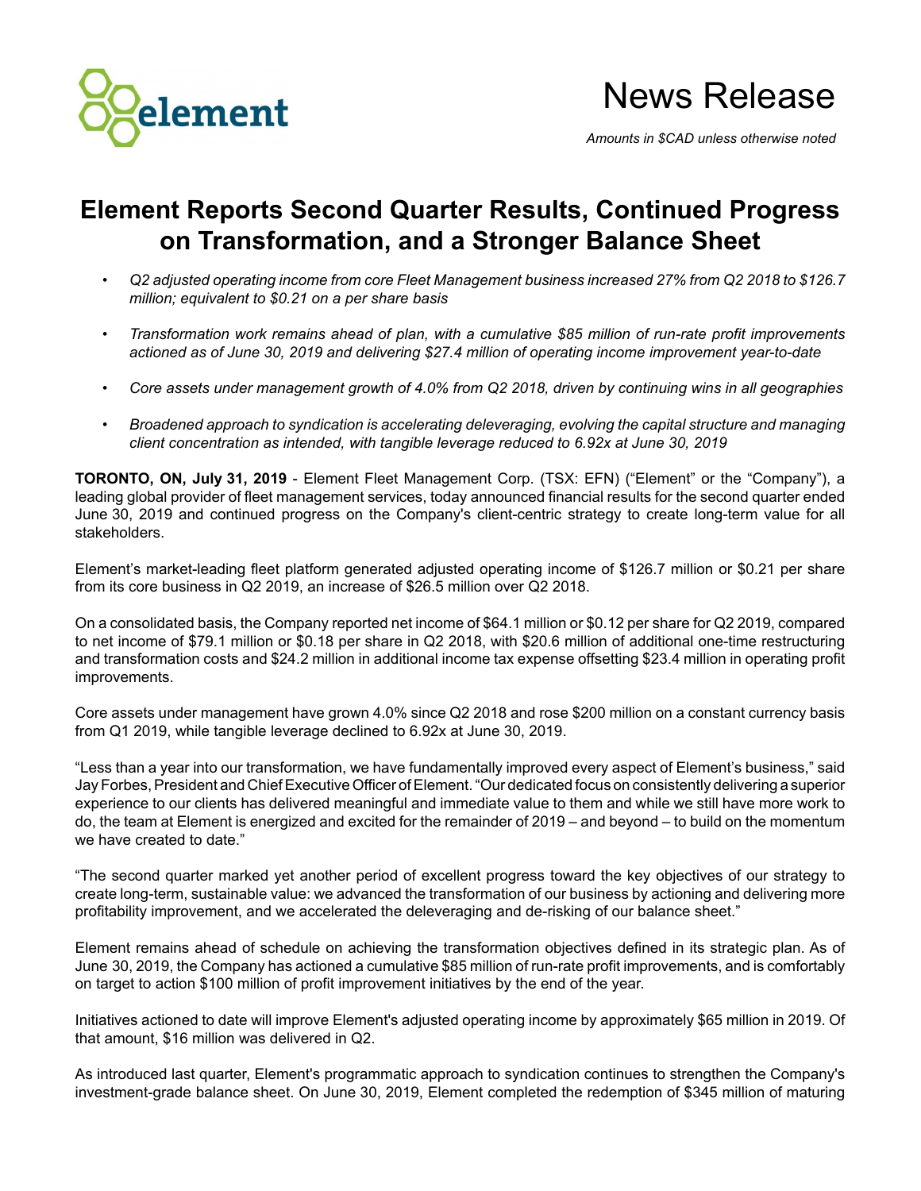element

# News Release

*Amounts in $CAD unless otherwise noted*

# Element Reports Second Quarter Results, Continued Progress on Transformation, and a Stronger Balance Sheet

- *Q2 adjusted operating income from core Fleet Management business increased 27% from Q2 2018 to $126.7 million; equivalent to $0.21 on a per share basis*
- *Transformation work remains ahead of plan, with a cumulative $85 million of run-rate profit improvements actioned as of June 30, 2019 and delivering $27.4 million of operating income improvement year-to-date*
- *Core assets under management growth of 4.0% from Q2 2018, driven by continuing wins in all geographies*
- *Broadened approach to syndication is accelerating deleveraging, evolving the capital structure and managing client concentration as intended, with tangible leverage reduced to 6.92x at June 30, 2019*

**TORONTO, ON, July 31, 2019** - Element Fleet Management Corp. (TSX: EFN) ("Element" or the "Company"), a leading global provider of fleet management services, today announced financial results for the second quarter ended June 30, 2019 and continued progress on the Company's client-centric strategy to create long-term value for all stakeholders.

Element's market-leading fleet platform generated adjusted operating income of $126.7 million or $0.21 per share from its core business in Q2 2019, an increase of $26.5 million over Q2 2018.

On a consolidated basis, the Company reported net income of $64.1 million or $0.12 per share for Q2 2019, compared to net income of $79.1 million or $0.18 per share in Q2 2018, with $20.6 million of additional one-time restructuring and transformation costs and $24.2 million in additional income tax expense offsetting $23.4 million in operating profit improvements.

Core assets under management have grown 4.0% since Q2 2018 and rose $200 million on a constant currency basis from Q1 2019, while tangible leverage declined to 6.92x at June 30, 2019.

"Less than a year into our transformation, we have fundamentally improved every aspect of Element's business," said Jay Forbes, President and Chief Executive Officer of Element. "Our dedicated focus on consistently delivering a superior experience to our clients has delivered meaningful and immediate value to them and while we still have more work to do, the team at Element is energized and excited for the remainder of 2019 – and beyond – to build on the momentum we have created to date."

"The second quarter marked yet another period of excellent progress toward the key objectives of our strategy to create long-term, sustainable value: we advanced the transformation of our business by actioning and delivering more profitability improvement, and we accelerated the deleveraging and de-risking of our balance sheet."

Element remains ahead of schedule on achieving the transformation objectives defined in its strategic plan. As of June 30, 2019, the Company has actioned a cumulative $85 million of run-rate profit improvements, and is comfortably on target to action $100 million of profit improvement initiatives by the end of the year.

Initiatives actioned to date will improve Element's adjusted operating income by approximately $65 million in 2019. Of that amount, $16 million was delivered in Q2.

As introduced last quarter, Element's programmatic approach to syndication continues to strengthen the Company's investment-grade balance sheet. On June 30, 2019, Element completed the redemption of $345 million of maturing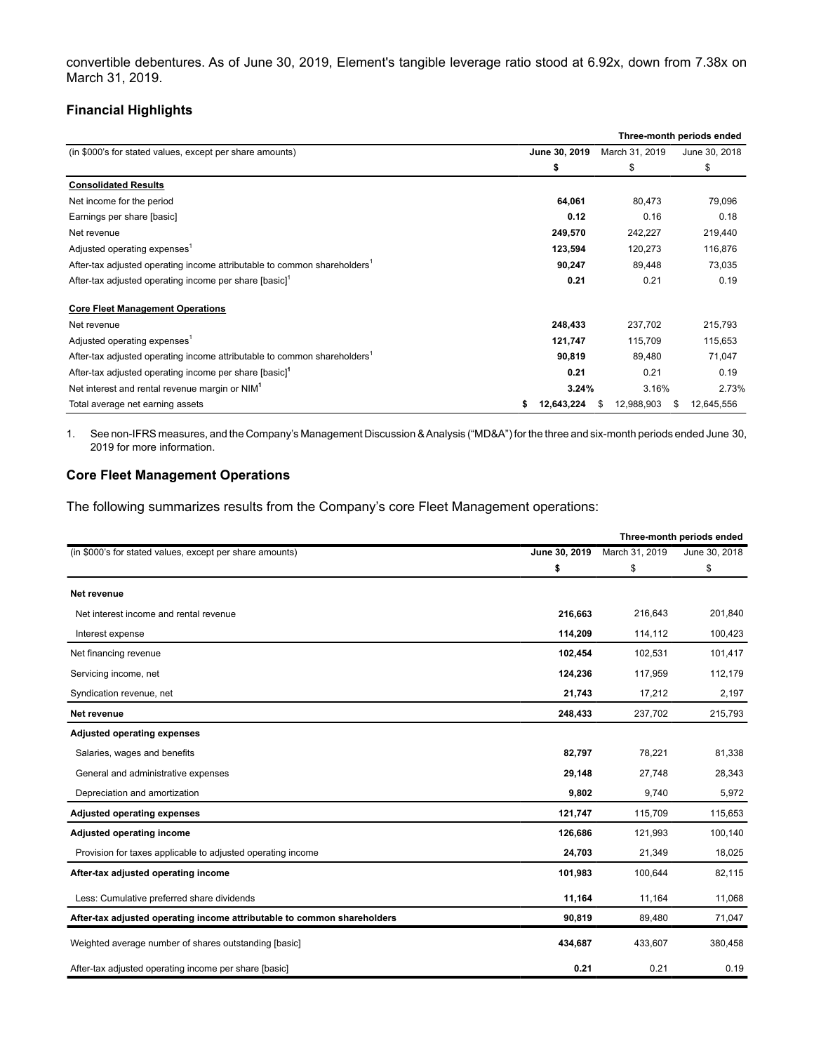convertible debentures. As of June 30, 2019, Element's tangible leverage ratio stood at 6.92x, down from 7.38x on March 31, 2019.

## Financial Highlights

| | Three-month periods ended | | |
|---|---|---|---|
| (in $000's for stated values, except per share amounts) | **June 30, 2019** | March 31, 2019 | June 30, 2018 |
| | **$** | $ | $ |
| **Consolidated Results** | | | |
| Net income for the period | **64,061** | 80,473 | 79,096 |
| Earnings per share [basic] | **0.12** | 0.16 | 0.18 |
| Net revenue | **249,570** | 242,227 | 219,440 |
| Adjusted operating expenses[1] | **123,594** | 120,273 | 116,876 |
| After-tax adjusted operating income attributable to common shareholders[1] | **90,247** | 89,448 | 73,035 |
| After-tax adjusted operating income per share [basic][1] | **0.21** | 0.21 | 0.19 |
| **Core Fleet Management Operations** | | | |
| Net revenue | **248,433** | 237,702 | 215,793 |
| Adjusted operating expenses[1] | **121,747** | 115,709 | 115,653 |
| After-tax adjusted operating income attributable to common shareholders[1] | **90,819** | 89,480 | 71,047 |
| After-tax adjusted operating income per share [basic][1] | **0.21** | 0.21 | 0.19 |
| Net interest and rental revenue margin or NIM[1] | **3.24%** | 3.16% | 2.73% |
| Total average net earning assets | **$ 12,643,224** | $ 12,988,903 | $ 12,645,556 |

1. See non-IFRS measures, and the Company's Management Discussion & Analysis ("MD&A") for the three and six-month periods ended June 30, 2019 for more information.

## Core Fleet Management Operations

The following summarizes results from the Company's core Fleet Management operations:

| | Three-month periods ended | | |
|---|---|---|---|
| (in $000's for stated values, except per share amounts) | **June 30, 2019** | March 31, 2019 | June 30, 2018 |
| | **$** | $ | $ |
| **Net revenue** | | | |
| Net interest income and rental revenue | **216,663** | 216,643 | 201,840 |
| Interest expense | **114,209** | 114,112 | 100,423 |
| Net financing revenue | **102,454** | 102,531 | 101,417 |
| Servicing income, net | **124,236** | 117,959 | 112,179 |
| Syndication revenue, net | **21,743** | 17,212 | 2,197 |
| **Net revenue** | **248,433** | 237,702 | 215,793 |
| **Adjusted operating expenses** | | | |
| Salaries, wages and benefits | **82,797** | 78,221 | 81,338 |
| General and administrative expenses | **29,148** | 27,748 | 28,343 |
| Depreciation and amortization | **9,802** | 9,740 | 5,972 |
| **Adjusted operating expenses** | **121,747** | 115,709 | 115,653 |
| **Adjusted operating income** | **126,686** | 121,993 | 100,140 |
| Provision for taxes applicable to adjusted operating income | **24,703** | 21,349 | 18,025 |
| **After-tax adjusted operating income** | **101,983** | 100,644 | 82,115 |
| Less: Cumulative preferred share dividends | **11,164** | 11,164 | 11,068 |
| **After-tax adjusted operating income attributable to common shareholders** | **90,819** | 89,480 | 71,047 |
| Weighted average number of shares outstanding [basic] | **434,687** | 433,607 | 380,458 |
| After-tax adjusted operating income per share [basic] | **0.21** | 0.21 | 0.19 |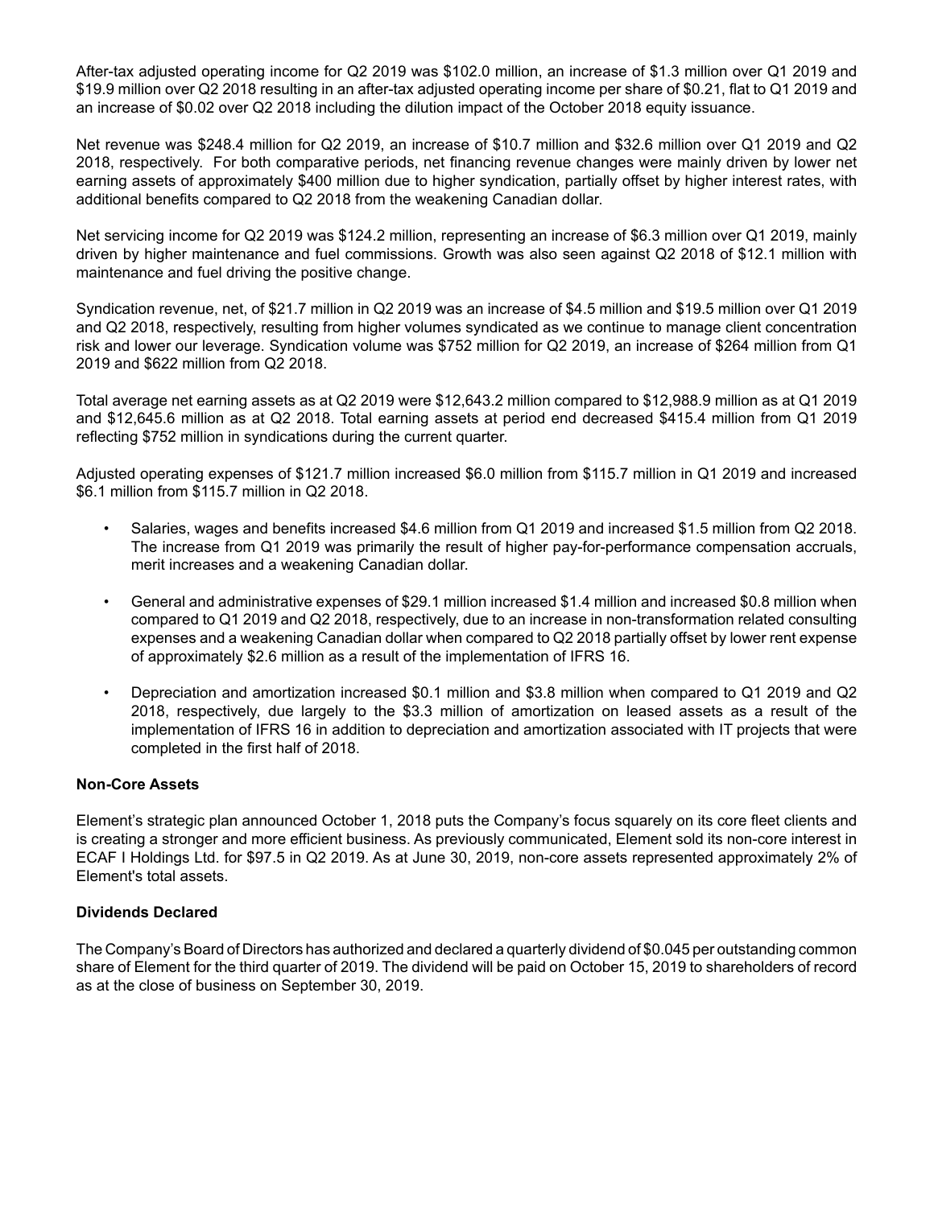After-tax adjusted operating income for Q2 2019 was $102.0 million, an increase of $1.3 million over Q1 2019 and $19.9 million over Q2 2018 resulting in an after-tax adjusted operating income per share of $0.21, flat to Q1 2019 and an increase of $0.02 over Q2 2018 including the dilution impact of the October 2018 equity issuance.

Net revenue was $248.4 million for Q2 2019, an increase of $10.7 million and $32.6 million over Q1 2019 and Q2 2018, respectively. For both comparative periods, net financing revenue changes were mainly driven by lower net earning assets of approximately $400 million due to higher syndication, partially offset by higher interest rates, with additional benefits compared to Q2 2018 from the weakening Canadian dollar.

Net servicing income for Q2 2019 was $124.2 million, representing an increase of $6.3 million over Q1 2019, mainly driven by higher maintenance and fuel commissions. Growth was also seen against Q2 2018 of $12.1 million with maintenance and fuel driving the positive change.

Syndication revenue, net, of $21.7 million in Q2 2019 was an increase of $4.5 million and $19.5 million over Q1 2019 and Q2 2018, respectively, resulting from higher volumes syndicated as we continue to manage client concentration risk and lower our leverage. Syndication volume was $752 million for Q2 2019, an increase of $264 million from Q1 2019 and $622 million from Q2 2018.

Total average net earning assets as at Q2 2019 were $12,643.2 million compared to $12,988.9 million as at Q1 2019 and $12,645.6 million as at Q2 2018. Total earning assets at period end decreased $415.4 million from Q1 2019 reflecting $752 million in syndications during the current quarter.

Adjusted operating expenses of $121.7 million increased $6.0 million from $115.7 million in Q1 2019 and increased $6.1 million from $115.7 million in Q2 2018.

- Salaries, wages and benefits increased $4.6 million from Q1 2019 and increased $1.5 million from Q2 2018. The increase from Q1 2019 was primarily the result of higher pay-for-performance compensation accruals, merit increases and a weakening Canadian dollar.
- General and administrative expenses of $29.1 million increased $1.4 million and increased $0.8 million when compared to Q1 2019 and Q2 2018, respectively, due to an increase in non-transformation related consulting expenses and a weakening Canadian dollar when compared to Q2 2018 partially offset by lower rent expense of approximately $2.6 million as a result of the implementation of IFRS 16.
- Depreciation and amortization increased $0.1 million and $3.8 million when compared to Q1 2019 and Q2 2018, respectively, due largely to the $3.3 million of amortization on leased assets as a result of the implementation of IFRS 16 in addition to depreciation and amortization associated with IT projects that were completed in the first half of 2018.

**Non-Core Assets**

Element's strategic plan announced October 1, 2018 puts the Company's focus squarely on its core fleet clients and is creating a stronger and more efficient business. As previously communicated, Element sold its non-core interest in ECAF I Holdings Ltd. for $97.5 in Q2 2019. As at June 30, 2019, non-core assets represented approximately 2% of Element's total assets.

**Dividends Declared**

The Company's Board of Directors has authorized and declared a quarterly dividend of $0.045 per outstanding common share of Element for the third quarter of 2019. The dividend will be paid on October 15, 2019 to shareholders of record as at the close of business on September 30, 2019.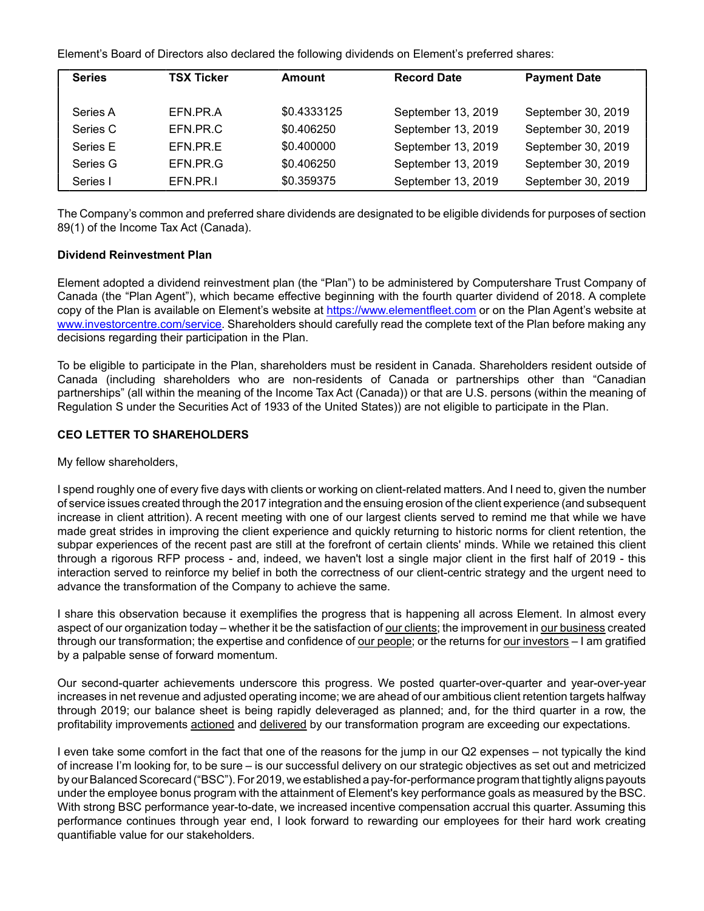Element's Board of Directors also declared the following dividends on Element's preferred shares:

| Series | TSX Ticker | Amount | Record Date | Payment Date |
|---|---|---|---|---|
| Series A | EFN.PR.A | $0.4333125 | September 13, 2019 | September 30, 2019 |
| Series C | EFN.PR.C | $0.406250 | September 13, 2019 | September 30, 2019 |
| Series E | EFN.PR.E | $0.400000 | September 13, 2019 | September 30, 2019 |
| Series G | EFN.PR.G | $0.406250 | September 13, 2019 | September 30, 2019 |
| Series I | EFN.PR.I | $0.359375 | September 13, 2019 | September 30, 2019 |

The Company's common and preferred share dividends are designated to be eligible dividends for purposes of section 89(1) of the Income Tax Act (Canada).

**Dividend Reinvestment Plan**

Element adopted a dividend reinvestment plan (the "Plan") to be administered by Computershare Trust Company of Canada (the "Plan Agent"), which became effective beginning with the fourth quarter dividend of 2018. A complete copy of the Plan is available on Element's website at https://www.elementfleet.com or on the Plan Agent's website at www.investorcentre.com/service. Shareholders should carefully read the complete text of the Plan before making any decisions regarding their participation in the Plan.

To be eligible to participate in the Plan, shareholders must be resident in Canada. Shareholders resident outside of Canada (including shareholders who are non-residents of Canada or partnerships other than "Canadian partnerships" (all within the meaning of the Income Tax Act (Canada)) or that are U.S. persons (within the meaning of Regulation S under the Securities Act of 1933 of the United States)) are not eligible to participate in the Plan.

**CEO LETTER TO SHAREHOLDERS**

My fellow shareholders,

I spend roughly one of every five days with clients or working on client-related matters. And I need to, given the number of service issues created through the 2017 integration and the ensuing erosion of the client experience (and subsequent increase in client attrition). A recent meeting with one of our largest clients served to remind me that while we have made great strides in improving the client experience and quickly returning to historic norms for client retention, the subpar experiences of the recent past are still at the forefront of certain clients' minds. While we retained this client through a rigorous RFP process - and, indeed, we haven't lost a single major client in the first half of 2019 - this interaction served to reinforce my belief in both the correctness of our client-centric strategy and the urgent need to advance the transformation of the Company to achieve the same.

I share this observation because it exemplifies the progress that is happening all across Element. In almost every aspect of our organization today – whether it be the satisfaction of our clients; the improvement in our business created through our transformation; the expertise and confidence of our people; or the returns for our investors – I am gratified by a palpable sense of forward momentum.

Our second-quarter achievements underscore this progress. We posted quarter-over-quarter and year-over-year increases in net revenue and adjusted operating income; we are ahead of our ambitious client retention targets halfway through 2019; our balance sheet is being rapidly deleveraged as planned; and, for the third quarter in a row, the profitability improvements actioned and delivered by our transformation program are exceeding our expectations.

I even take some comfort in the fact that one of the reasons for the jump in our Q2 expenses – not typically the kind of increase I'm looking for, to be sure – is our successful delivery on our strategic objectives as set out and metricized by our Balanced Scorecard ("BSC"). For 2019, we established a pay-for-performance program that tightly aligns payouts under the employee bonus program with the attainment of Element's key performance goals as measured by the BSC. With strong BSC performance year-to-date, we increased incentive compensation accrual this quarter. Assuming this performance continues through year end, I look forward to rewarding our employees for their hard work creating quantifiable value for our stakeholders.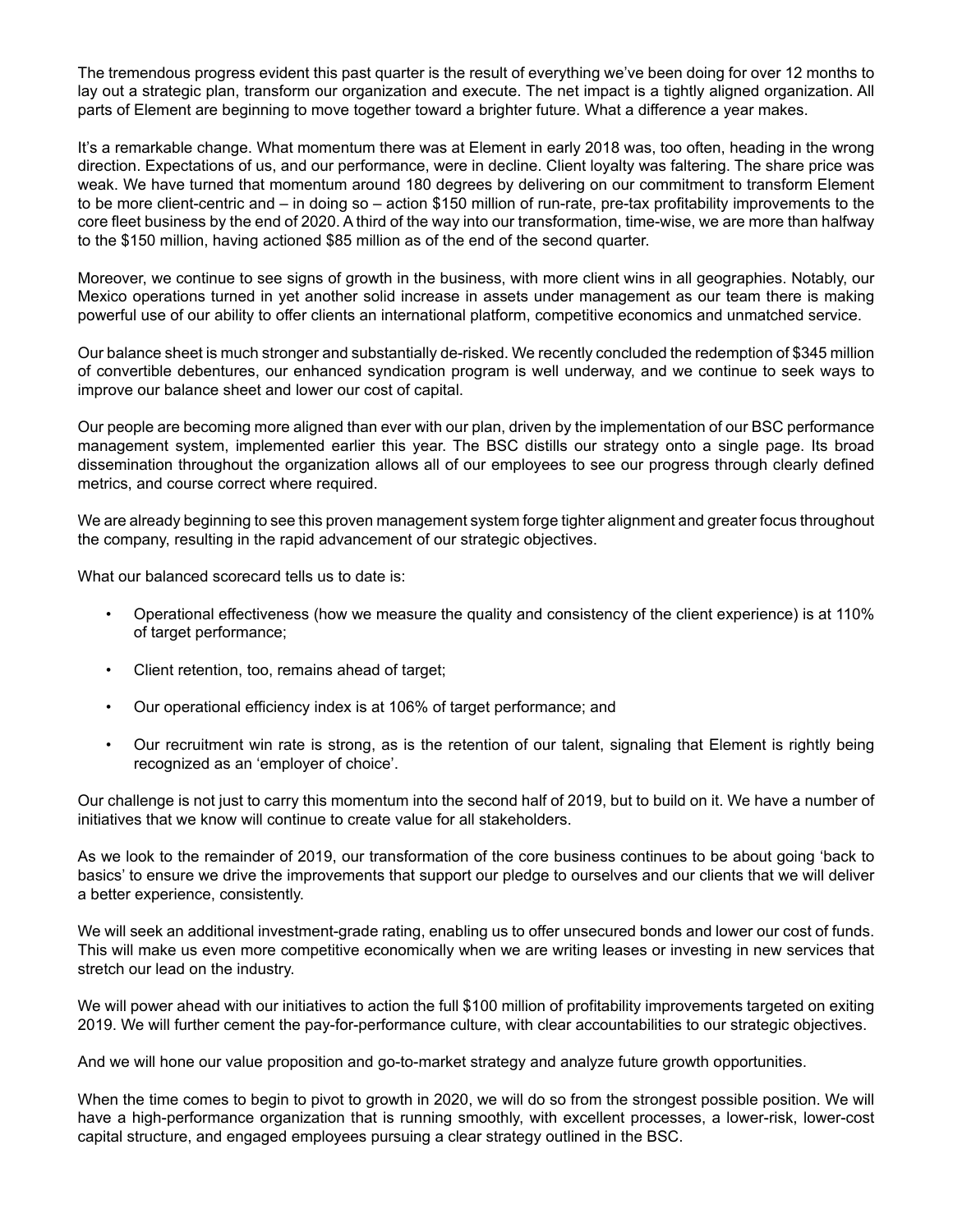The tremendous progress evident this past quarter is the result of everything we've been doing for over 12 months to lay out a strategic plan, transform our organization and execute. The net impact is a tightly aligned organization. All parts of Element are beginning to move together toward a brighter future. What a difference a year makes.

It's a remarkable change. What momentum there was at Element in early 2018 was, too often, heading in the wrong direction. Expectations of us, and our performance, were in decline. Client loyalty was faltering. The share price was weak. We have turned that momentum around 180 degrees by delivering on our commitment to transform Element to be more client-centric and – in doing so – action $150 million of run-rate, pre-tax profitability improvements to the core fleet business by the end of 2020. A third of the way into our transformation, time-wise, we are more than halfway to the $150 million, having actioned $85 million as of the end of the second quarter.

Moreover, we continue to see signs of growth in the business, with more client wins in all geographies. Notably, our Mexico operations turned in yet another solid increase in assets under management as our team there is making powerful use of our ability to offer clients an international platform, competitive economics and unmatched service.

Our balance sheet is much stronger and substantially de-risked. We recently concluded the redemption of $345 million of convertible debentures, our enhanced syndication program is well underway, and we continue to seek ways to improve our balance sheet and lower our cost of capital.

Our people are becoming more aligned than ever with our plan, driven by the implementation of our BSC performance management system, implemented earlier this year. The BSC distills our strategy onto a single page. Its broad dissemination throughout the organization allows all of our employees to see our progress through clearly defined metrics, and course correct where required.

We are already beginning to see this proven management system forge tighter alignment and greater focus throughout the company, resulting in the rapid advancement of our strategic objectives.

What our balanced scorecard tells us to date is:

- Operational effectiveness (how we measure the quality and consistency of the client experience) is at 110% of target performance;
- Client retention, too, remains ahead of target;
- Our operational efficiency index is at 106% of target performance; and
- Our recruitment win rate is strong, as is the retention of our talent, signaling that Element is rightly being recognized as an 'employer of choice'.

Our challenge is not just to carry this momentum into the second half of 2019, but to build on it. We have a number of initiatives that we know will continue to create value for all stakeholders.

As we look to the remainder of 2019, our transformation of the core business continues to be about going 'back to basics' to ensure we drive the improvements that support our pledge to ourselves and our clients that we will deliver a better experience, consistently.

We will seek an additional investment-grade rating, enabling us to offer unsecured bonds and lower our cost of funds. This will make us even more competitive economically when we are writing leases or investing in new services that stretch our lead on the industry.

We will power ahead with our initiatives to action the full $100 million of profitability improvements targeted on exiting 2019. We will further cement the pay-for-performance culture, with clear accountabilities to our strategic objectives.

And we will hone our value proposition and go-to-market strategy and analyze future growth opportunities.

When the time comes to begin to pivot to growth in 2020, we will do so from the strongest possible position. We will have a high-performance organization that is running smoothly, with excellent processes, a lower-risk, lower-cost capital structure, and engaged employees pursuing a clear strategy outlined in the BSC.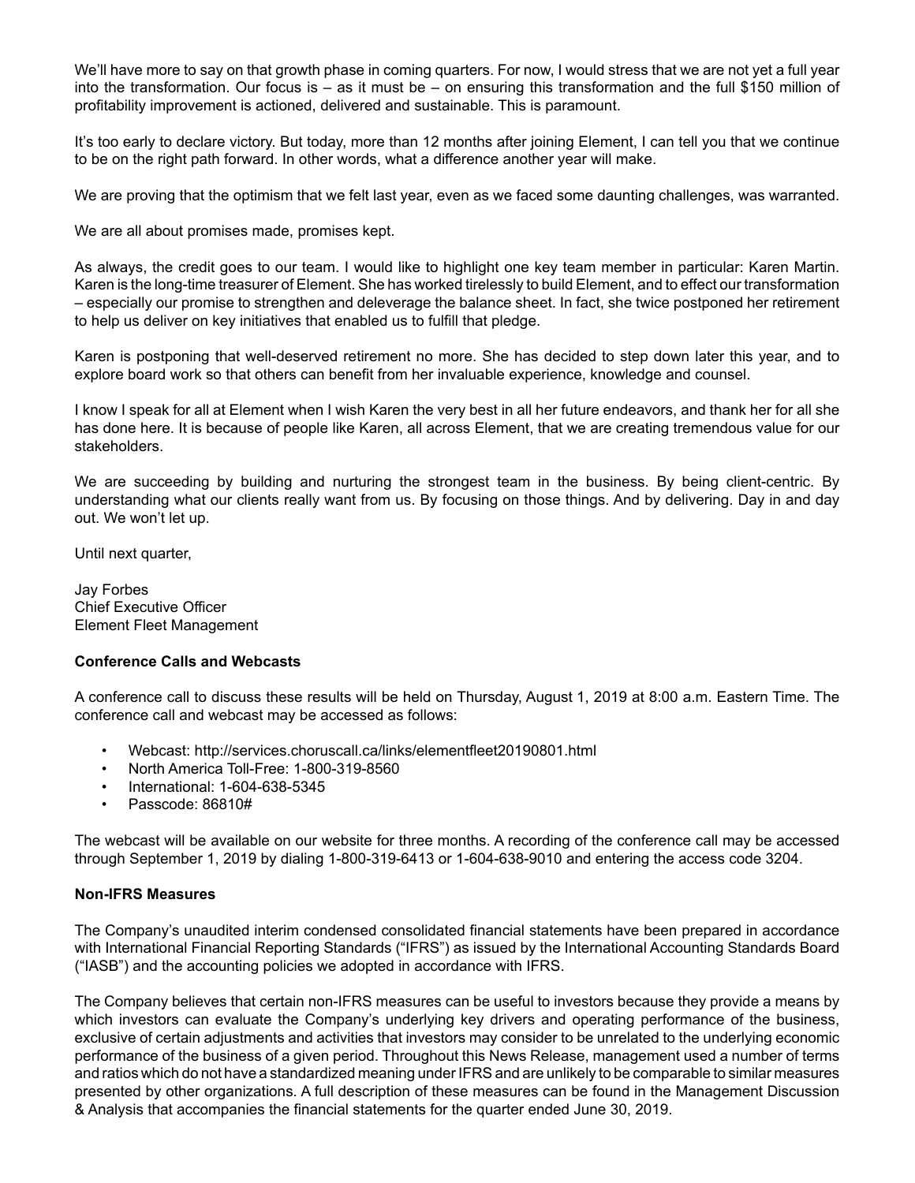We'll have more to say on that growth phase in coming quarters. For now, I would stress that we are not yet a full year into the transformation. Our focus is – as it must be – on ensuring this transformation and the full $150 million of profitability improvement is actioned, delivered and sustainable. This is paramount.

It's too early to declare victory. But today, more than 12 months after joining Element, I can tell you that we continue to be on the right path forward. In other words, what a difference another year will make.

We are proving that the optimism that we felt last year, even as we faced some daunting challenges, was warranted.

We are all about promises made, promises kept.

As always, the credit goes to our team. I would like to highlight one key team member in particular: Karen Martin. Karen is the long-time treasurer of Element. She has worked tirelessly to build Element, and to effect our transformation – especially our promise to strengthen and deleverage the balance sheet. In fact, she twice postponed her retirement to help us deliver on key initiatives that enabled us to fulfill that pledge.

Karen is postponing that well-deserved retirement no more. She has decided to step down later this year, and to explore board work so that others can benefit from her invaluable experience, knowledge and counsel.

I know I speak for all at Element when I wish Karen the very best in all her future endeavors, and thank her for all she has done here. It is because of people like Karen, all across Element, that we are creating tremendous value for our stakeholders.

We are succeeding by building and nurturing the strongest team in the business. By being client-centric. By understanding what our clients really want from us. By focusing on those things. And by delivering. Day in and day out. We won't let up.

Until next quarter,

Jay Forbes
Chief Executive Officer
Element Fleet Management

**Conference Calls and Webcasts**

A conference call to discuss these results will be held on Thursday, August 1, 2019 at 8:00 a.m. Eastern Time. The conference call and webcast may be accessed as follows:

- Webcast: http://services.choruscall.ca/links/elementfleet20190801.html
- North America Toll-Free: 1-800-319-8560
- International: 1-604-638-5345
- Passcode: 86810#

The webcast will be available on our website for three months. A recording of the conference call may be accessed through September 1, 2019 by dialing 1-800-319-6413 or 1-604-638-9010 and entering the access code 3204.

**Non-IFRS Measures**

The Company's unaudited interim condensed consolidated financial statements have been prepared in accordance with International Financial Reporting Standards ("IFRS") as issued by the International Accounting Standards Board ("IASB") and the accounting policies we adopted in accordance with IFRS.

The Company believes that certain non-IFRS measures can be useful to investors because they provide a means by which investors can evaluate the Company's underlying key drivers and operating performance of the business, exclusive of certain adjustments and activities that investors may consider to be unrelated to the underlying economic performance of the business of a given period. Throughout this News Release, management used a number of terms and ratios which do not have a standardized meaning under IFRS and are unlikely to be comparable to similar measures presented by other organizations. A full description of these measures can be found in the Management Discussion & Analysis that accompanies the financial statements for the quarter ended June 30, 2019.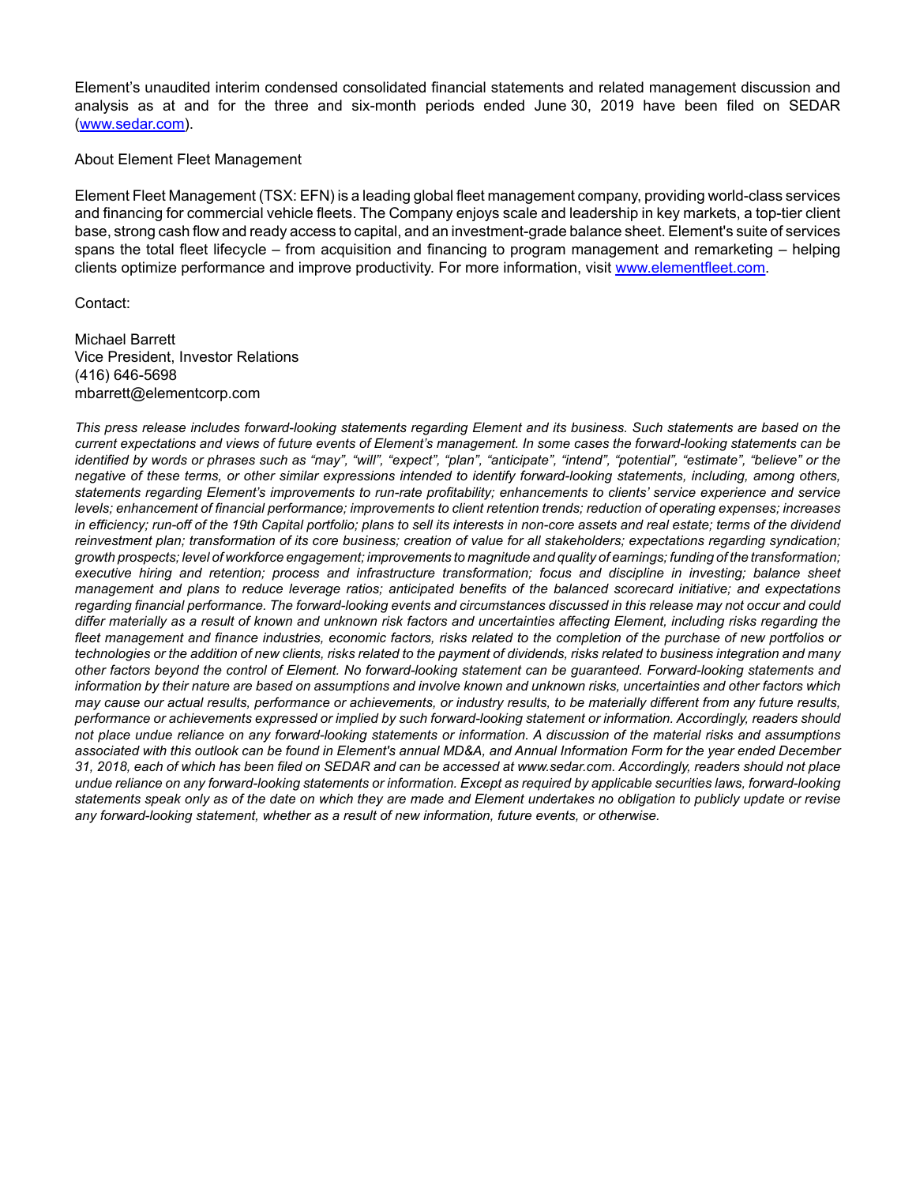Element's unaudited interim condensed consolidated financial statements and related management discussion and analysis as at and for the three and six-month periods ended June 30, 2019 have been filed on SEDAR (www.sedar.com).

About Element Fleet Management

Element Fleet Management (TSX: EFN) is a leading global fleet management company, providing world-class services and financing for commercial vehicle fleets. The Company enjoys scale and leadership in key markets, a top-tier client base, strong cash flow and ready access to capital, and an investment-grade balance sheet. Element's suite of services spans the total fleet lifecycle – from acquisition and financing to program management and remarketing – helping clients optimize performance and improve productivity. For more information, visit www.elementfleet.com.

Contact:

Michael Barrett
Vice President, Investor Relations
(416) 646-5698
mbarrett@elementcorp.com

*This press release includes forward-looking statements regarding Element and its business. Such statements are based on the current expectations and views of future events of Element's management. In some cases the forward-looking statements can be identified by words or phrases such as "may", "will", "expect", "plan", "anticipate", "intend", "potential", "estimate", "believe" or the negative of these terms, or other similar expressions intended to identify forward-looking statements, including, among others, statements regarding Element's improvements to run-rate profitability; enhancements to clients' service experience and service levels; enhancement of financial performance; improvements to client retention trends; reduction of operating expenses; increases in efficiency; run-off of the 19th Capital portfolio; plans to sell its interests in non-core assets and real estate; terms of the dividend reinvestment plan; transformation of its core business; creation of value for all stakeholders; expectations regarding syndication; growth prospects; level of workforce engagement; improvements to magnitude and quality of earnings; funding of the transformation; executive hiring and retention; process and infrastructure transformation; focus and discipline in investing; balance sheet management and plans to reduce leverage ratios; anticipated benefits of the balanced scorecard initiative; and expectations regarding financial performance. The forward-looking events and circumstances discussed in this release may not occur and could differ materially as a result of known and unknown risk factors and uncertainties affecting Element, including risks regarding the fleet management and finance industries, economic factors, risks related to the completion of the purchase of new portfolios or technologies or the addition of new clients, risks related to the payment of dividends, risks related to business integration and many other factors beyond the control of Element. No forward-looking statement can be guaranteed. Forward-looking statements and information by their nature are based on assumptions and involve known and unknown risks, uncertainties and other factors which may cause our actual results, performance or achievements, or industry results, to be materially different from any future results, performance or achievements expressed or implied by such forward-looking statement or information. Accordingly, readers should not place undue reliance on any forward-looking statements or information. A discussion of the material risks and assumptions associated with this outlook can be found in Element's annual MD&A, and Annual Information Form for the year ended December 31, 2018, each of which has been filed on SEDAR and can be accessed at www.sedar.com. Accordingly, readers should not place undue reliance on any forward-looking statements or information. Except as required by applicable securities laws, forward-looking statements speak only as of the date on which they are made and Element undertakes no obligation to publicly update or revise any forward-looking statement, whether as a result of new information, future events, or otherwise.*